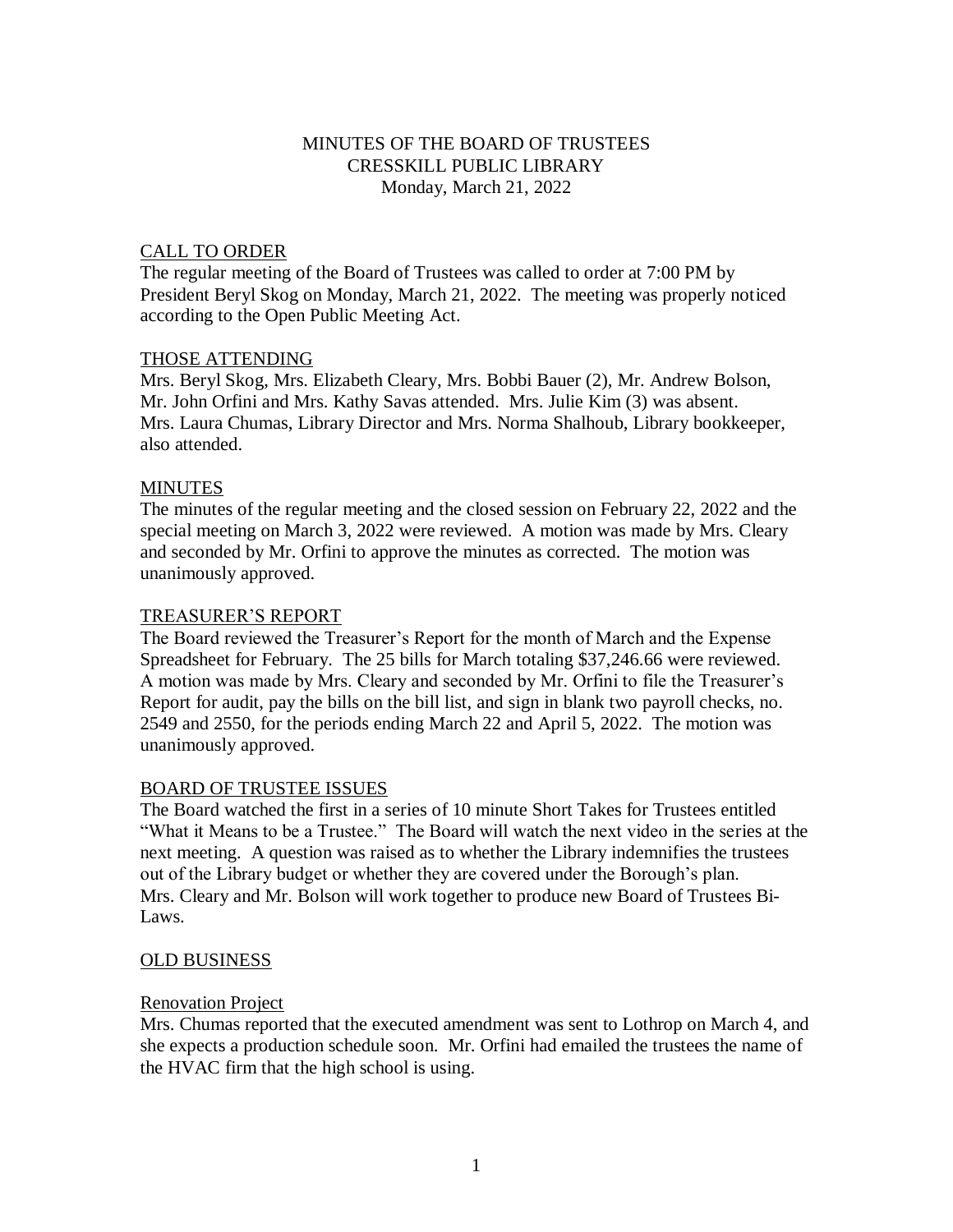# MINUTES OF THE BOARD OF TRUSTEES
# CRESSKILL PUBLIC LIBRARY
Monday, March 21, 2022

## CALL TO ORDER

The regular meeting of the Board of Trustees was called to order at 7:00 PM by President Beryl Skog on Monday, March 21, 2022. The meeting was properly noticed according to the Open Public Meeting Act.

## THOSE ATTENDING

Mrs. Beryl Skog, Mrs. Elizabeth Cleary, Mrs. Bobbi Bauer (2), Mr. Andrew Bolson, Mr. John Orfini and Mrs. Kathy Savas attended. Mrs. Julie Kim (3) was absent. Mrs. Laura Chumas, Library Director and Mrs. Norma Shalhoub, Library bookkeeper, also attended.

## MINUTES

The minutes of the regular meeting and the closed session on February 22, 2022 and the special meeting on March 3, 2022 were reviewed. A motion was made by Mrs. Cleary and seconded by Mr. Orfini to approve the minutes as corrected. The motion was unanimously approved.

## TREASURER'S REPORT

The Board reviewed the Treasurer's Report for the month of March and the Expense Spreadsheet for February. The 25 bills for March totaling $37,246.66 were reviewed. A motion was made by Mrs. Cleary and seconded by Mr. Orfini to file the Treasurer's Report for audit, pay the bills on the bill list, and sign in blank two payroll checks, no. 2549 and 2550, for the periods ending March 22 and April 5, 2022. The motion was unanimously approved.

## BOARD OF TRUSTEE ISSUES

The Board watched the first in a series of 10 minute Short Takes for Trustees entitled "What it Means to be a Trustee." The Board will watch the next video in the series at the next meeting. A question was raised as to whether the Library indemnifies the trustees out of the Library budget or whether they are covered under the Borough's plan. Mrs. Cleary and Mr. Bolson will work together to produce new Board of Trustees Bi-Laws.

## OLD BUSINESS

### Renovation Project

Mrs. Chumas reported that the executed amendment was sent to Lothrop on March 4, and she expects a production schedule soon. Mr. Orfini had emailed the trustees the name of the HVAC firm that the high school is using.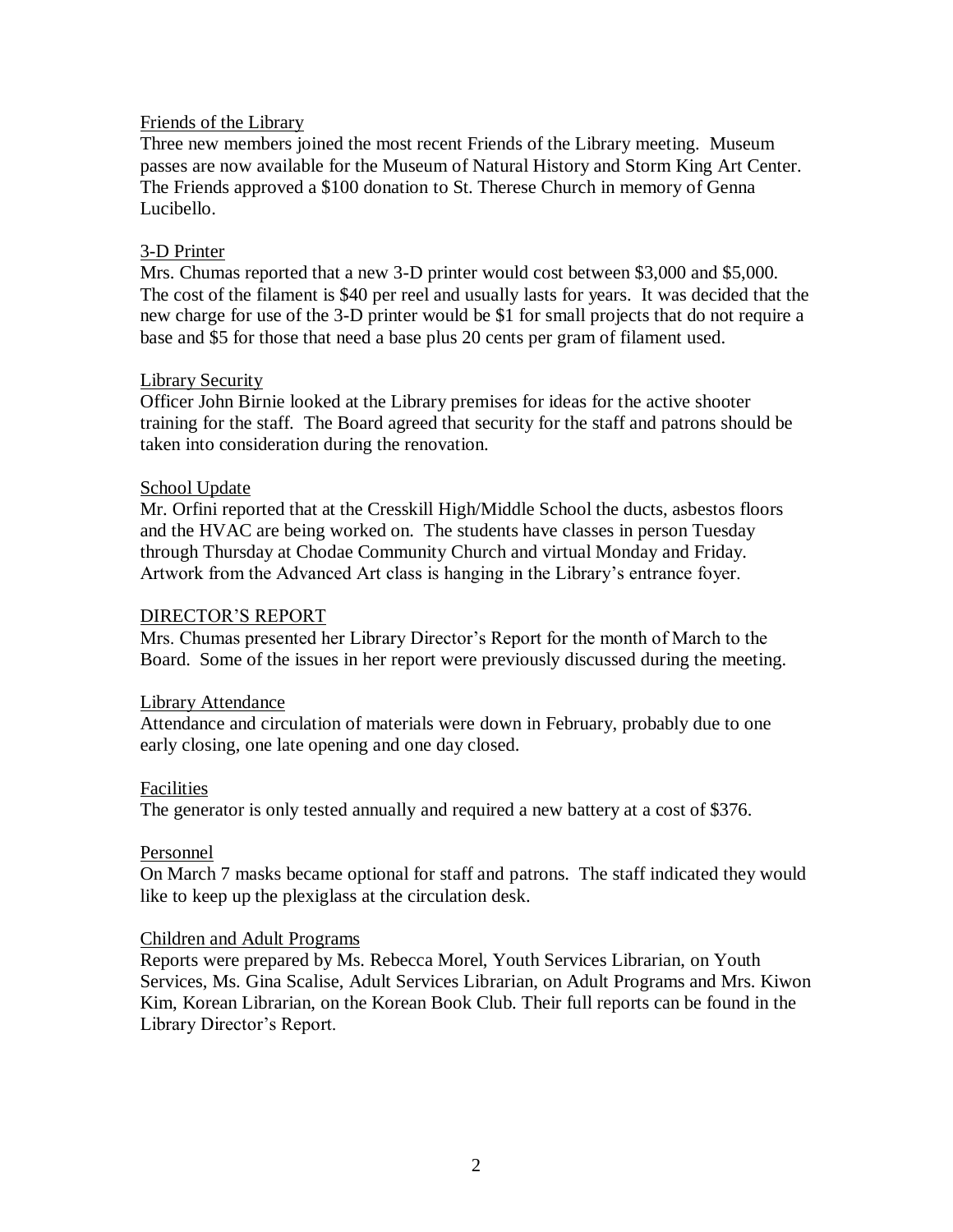Friends of the Library

Three new members joined the most recent Friends of the Library meeting. Museum passes are now available for the Museum of Natural History and Storm King Art Center. The Friends approved a $100 donation to St. Therese Church in memory of Genna Lucibello.

3-D Printer

Mrs. Chumas reported that a new 3-D printer would cost between $3,000 and $5,000. The cost of the filament is $40 per reel and usually lasts for years. It was decided that the new charge for use of the 3-D printer would be $1 for small projects that do not require a base and $5 for those that need a base plus 20 cents per gram of filament used.

Library Security

Officer John Birnie looked at the Library premises for ideas for the active shooter training for the staff. The Board agreed that security for the staff and patrons should be taken into consideration during the renovation.

School Update

Mr. Orfini reported that at the Cresskill High/Middle School the ducts, asbestos floors and the HVAC are being worked on. The students have classes in person Tuesday through Thursday at Chodae Community Church and virtual Monday and Friday. Artwork from the Advanced Art class is hanging in the Library's entrance foyer.

DIRECTOR'S REPORT

Mrs. Chumas presented her Library Director's Report for the month of March to the Board. Some of the issues in her report were previously discussed during the meeting.

Library Attendance

Attendance and circulation of materials were down in February, probably due to one early closing, one late opening and one day closed.

Facilities

The generator is only tested annually and required a new battery at a cost of $376.

Personnel

On March 7 masks became optional for staff and patrons. The staff indicated they would like to keep up the plexiglass at the circulation desk.

Children and Adult Programs

Reports were prepared by Ms. Rebecca Morel, Youth Services Librarian, on Youth Services, Ms. Gina Scalise, Adult Services Librarian, on Adult Programs and Mrs. Kiwon Kim, Korean Librarian, on the Korean Book Club. Their full reports can be found in the Library Director's Report.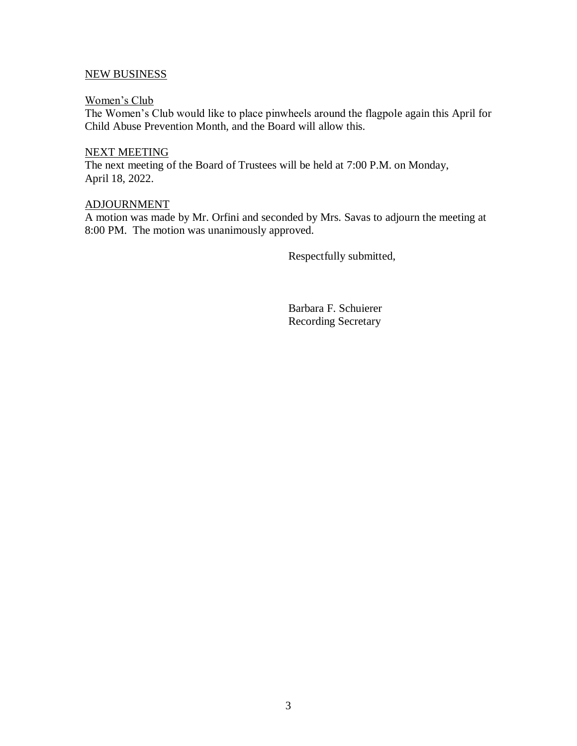## NEW BUSINESS

### Women's Club

The Women's Club would like to place pinwheels around the flagpole again this April for Child Abuse Prevention Month, and the Board will allow this.

## NEXT MEETING

The next meeting of the Board of Trustees will be held at 7:00 P.M. on Monday, April 18, 2022.

## ADJOURNMENT

A motion was made by Mr. Orfini and seconded by Mrs. Savas to adjourn the meeting at 8:00 PM. The motion was unanimously approved.

Respectfully submitted,

Barbara F. Schuierer
Recording Secretary